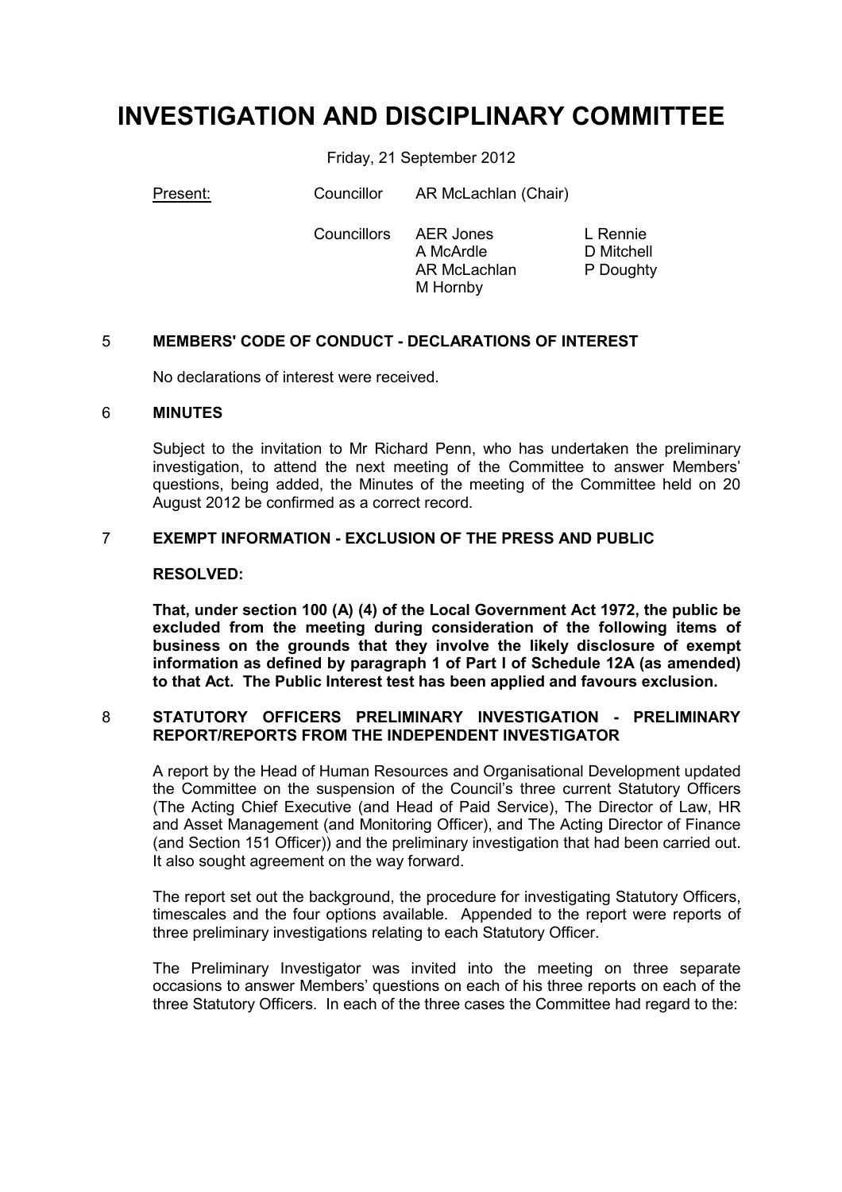// INVESTIGATION AND DISCIPLINARY COMMITTEE

Friday, 21 September 2012

| Present: | Councillor | AR McLachlan (Chair) | |
|---|---|---|---|
| | Councillors | AER Jones<br>A McArdle<br>AR McLachlan<br>M Hornby | L Rennie<br>D Mitchell<br>P Doughty |

## 5 MEMBERS' CODE OF CONDUCT - DECLARATIONS OF INTEREST

No declarations of interest were received.

## 6 MINUTES

Subject to the invitation to Mr Richard Penn, who has undertaken the preliminary investigation, to attend the next meeting of the Committee to answer Members' questions, being added, the Minutes of the meeting of the Committee held on 20 August 2012 be confirmed as a correct record.

## 7 EXEMPT INFORMATION - EXCLUSION OF THE PRESS AND PUBLIC

**RESOLVED:**

**That, under section 100 (A) (4) of the Local Government Act 1972, the public be excluded from the meeting during consideration of the following items of business on the grounds that they involve the likely disclosure of exempt information as defined by paragraph 1 of Part I of Schedule 12A (as amended) to that Act. The Public Interest test has been applied and favours exclusion.**

## 8 STATUTORY OFFICERS PRELIMINARY INVESTIGATION - PRELIMINARY REPORT/REPORTS FROM THE INDEPENDENT INVESTIGATOR

A report by the Head of Human Resources and Organisational Development updated the Committee on the suspension of the Council's three current Statutory Officers (The Acting Chief Executive (and Head of Paid Service), The Director of Law, HR and Asset Management (and Monitoring Officer), and The Acting Director of Finance (and Section 151 Officer)) and the preliminary investigation that had been carried out. It also sought agreement on the way forward.

The report set out the background, the procedure for investigating Statutory Officers, timescales and the four options available. Appended to the report were reports of three preliminary investigations relating to each Statutory Officer.

The Preliminary Investigator was invited into the meeting on three separate occasions to answer Members' questions on each of his three reports on each of the three Statutory Officers. In each of the three cases the Committee had regard to the: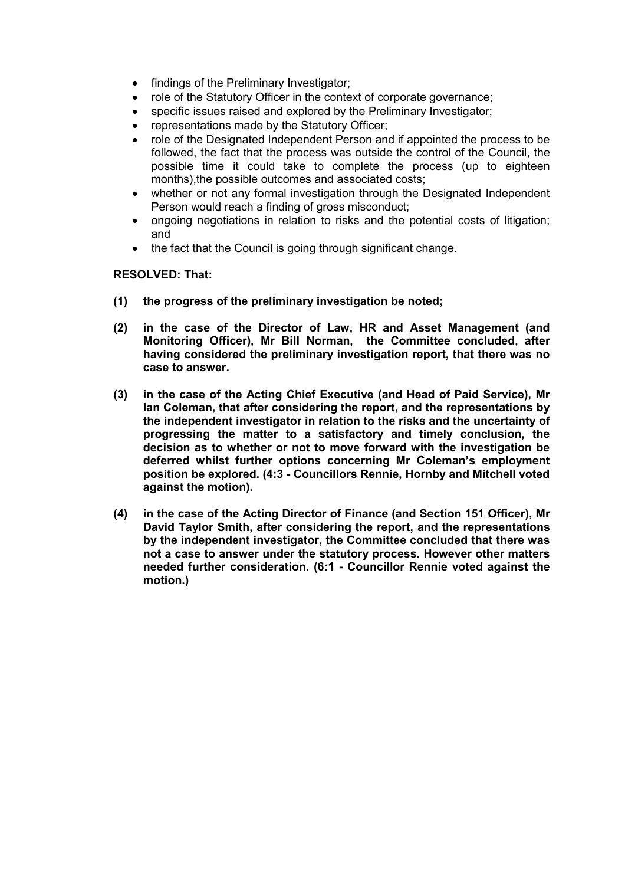- findings of the Preliminary Investigator;
- role of the Statutory Officer in the context of corporate governance;
- specific issues raised and explored by the Preliminary Investigator;
- representations made by the Statutory Officer;
- role of the Designated Independent Person and if appointed the process to be followed, the fact that the process was outside the control of the Council, the possible time it could take to complete the process (up to eighteen months),the possible outcomes and associated costs;
- whether or not any formal investigation through the Designated Independent Person would reach a finding of gross misconduct;
- ongoing negotiations in relation to risks and the potential costs of litigation; and
- the fact that the Council is going through significant change.

**RESOLVED: That:**

**(1) the progress of the preliminary investigation be noted;**

**(2) in the case of the Director of Law, HR and Asset Management (and Monitoring Officer), Mr Bill Norman, the Committee concluded, after having considered the preliminary investigation report, that there was no case to answer.**

**(3) in the case of the Acting Chief Executive (and Head of Paid Service), Mr Ian Coleman, that after considering the report, and the representations by the independent investigator in relation to the risks and the uncertainty of progressing the matter to a satisfactory and timely conclusion, the decision as to whether or not to move forward with the investigation be deferred whilst further options concerning Mr Coleman's employment position be explored. (4:3 - Councillors Rennie, Hornby and Mitchell voted against the motion).**

**(4) in the case of the Acting Director of Finance (and Section 151 Officer), Mr David Taylor Smith, after considering the report, and the representations by the independent investigator, the Committee concluded that there was not a case to answer under the statutory process. However other matters needed further consideration. (6:1 - Councillor Rennie voted against the motion.)**